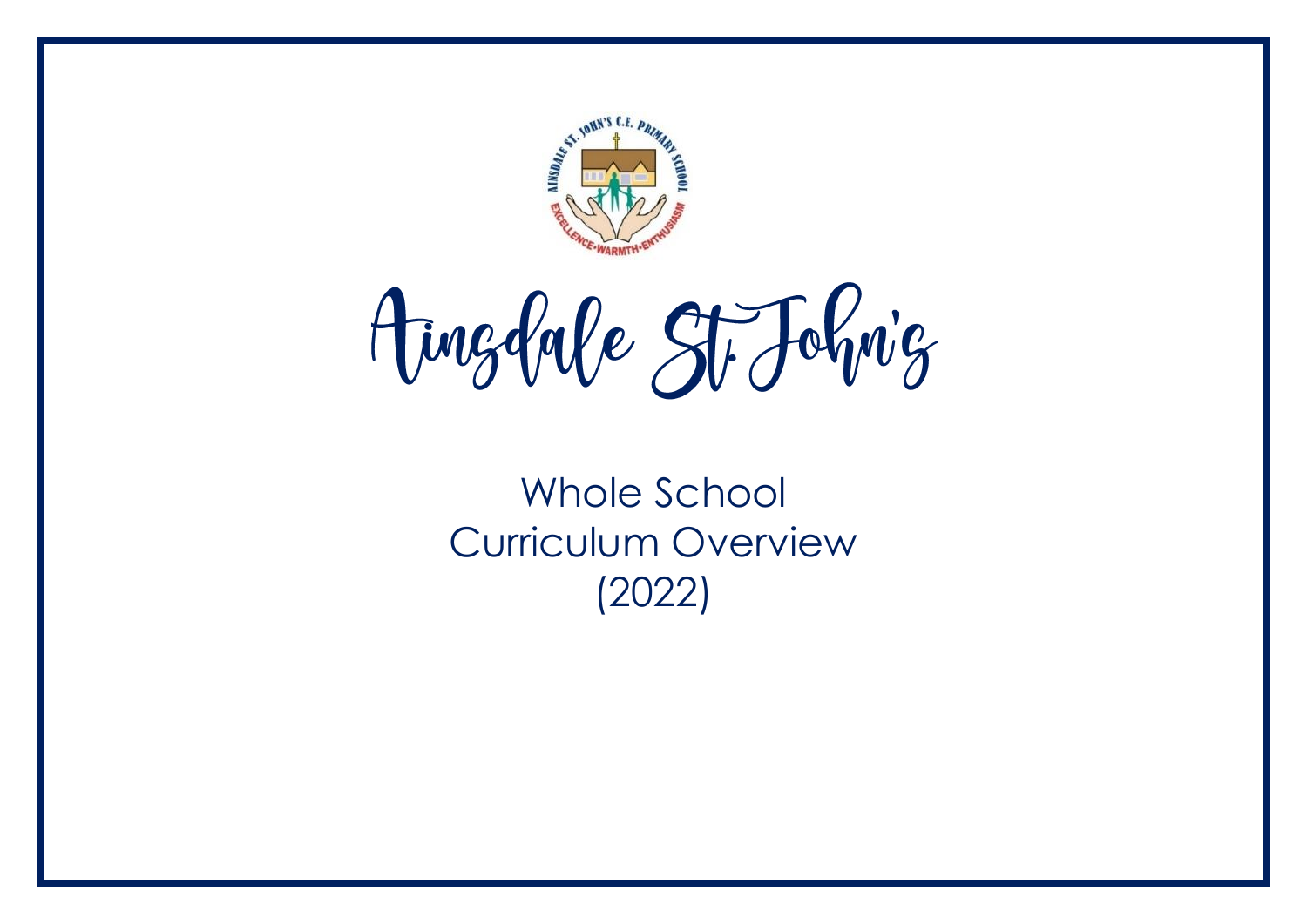# Ainsdale St. John's

## Whole School Curriculum Overview (2022)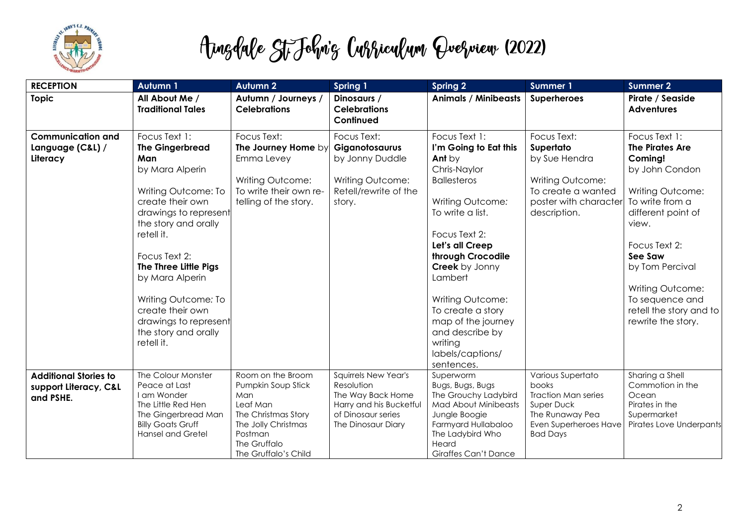# Ainsdale St. John's Curriculum Overview (2022)

| RECEPTION | Autumn 1 | Autumn 2 | Spring 1 | Spring 2 | Summer 1 | Summer 2 |
|---|---|---|---|---|---|---|
| **Topic** | **All About Me / Traditional Tales** | **Autumn / Journeys / Celebrations** | **Dinosaurs / Celebrations Continued** | **Animals / Minibeasts** | **Superheroes** | **Pirate / Seaside Adventures** |
| **Communication and Language (C&L) / Literacy** | Focus Text 1: **The Gingerbread Man** by Mara Alperin<br><br>Writing Outcome: To create their own drawings to represent the story and orally retell it.<br><br>Focus Text 2: **The Three Little Pigs** by Mara Alperin<br><br>Writing Outcome: To create their own drawings to represent the story and orally retell it. | Focus Text: **The Journey Home** by Emma Levey<br><br>Writing Outcome: To write their own re-telling of the story. | Focus Text: **Giganotosaurus** by Jonny Duddle<br><br>Writing Outcome: Retell/rewrite of the story. | Focus Text 1: **I'm Going to Eat this Ant** by Chris-Naylor Ballesteros<br><br>Writing Outcome: To write a list.<br><br>Focus Text 2: **Let's all Creep through Crocodile Creek** by Jonny Lambert<br><br>Writing Outcome: To create a story map of the journey and describe by writing labels/captions/ sentences. | Focus Text: **Supertato** by Sue Hendra<br><br>Writing Outcome: To create a wanted poster with character description. | Focus Text 1: **The Pirates Are Coming!** by John Condon<br><br>Writing Outcome: To write from a different point of view.<br><br>Focus Text 2: **See Saw** by Tom Percival<br><br>Writing Outcome: To sequence and retell the story and to rewrite the story. |
| **Additional Stories to support Literacy, C&L and PSHE.** | The Colour Monster<br>Peace at Last<br>I am Wonder<br>The Little Red Hen<br>The Gingerbread Man<br>Billy Goats Gruff<br>Hansel and Gretel | Room on the Broom<br>Pumpkin Soup Stick Man<br>Leaf Man<br>The Christmas Story<br>The Jolly Christmas Postman<br>The Gruffalo<br>The Gruffalo's Child | Squirrels New Year's Resolution<br>The Way Back Home<br>Harry and his Bucketful of Dinosaur series<br>The Dinosaur Diary | Superworm<br>Bugs, Bugs, Bugs<br>The Grouchy Ladybird<br>Mad About Minibeasts<br>Jungle Boogie<br>Farmyard Hullabaloo<br>The Ladybird Who Heard<br>Giraffes Can't Dance | Various Supertato books<br>Traction Man series<br>Super Duck<br>The Runaway Pea<br>Even Superheroes Have Bad Days | Sharing a Shell<br>Commotion in the Ocean<br>Pirates in the Supermarket<br>Pirates Love Underpants |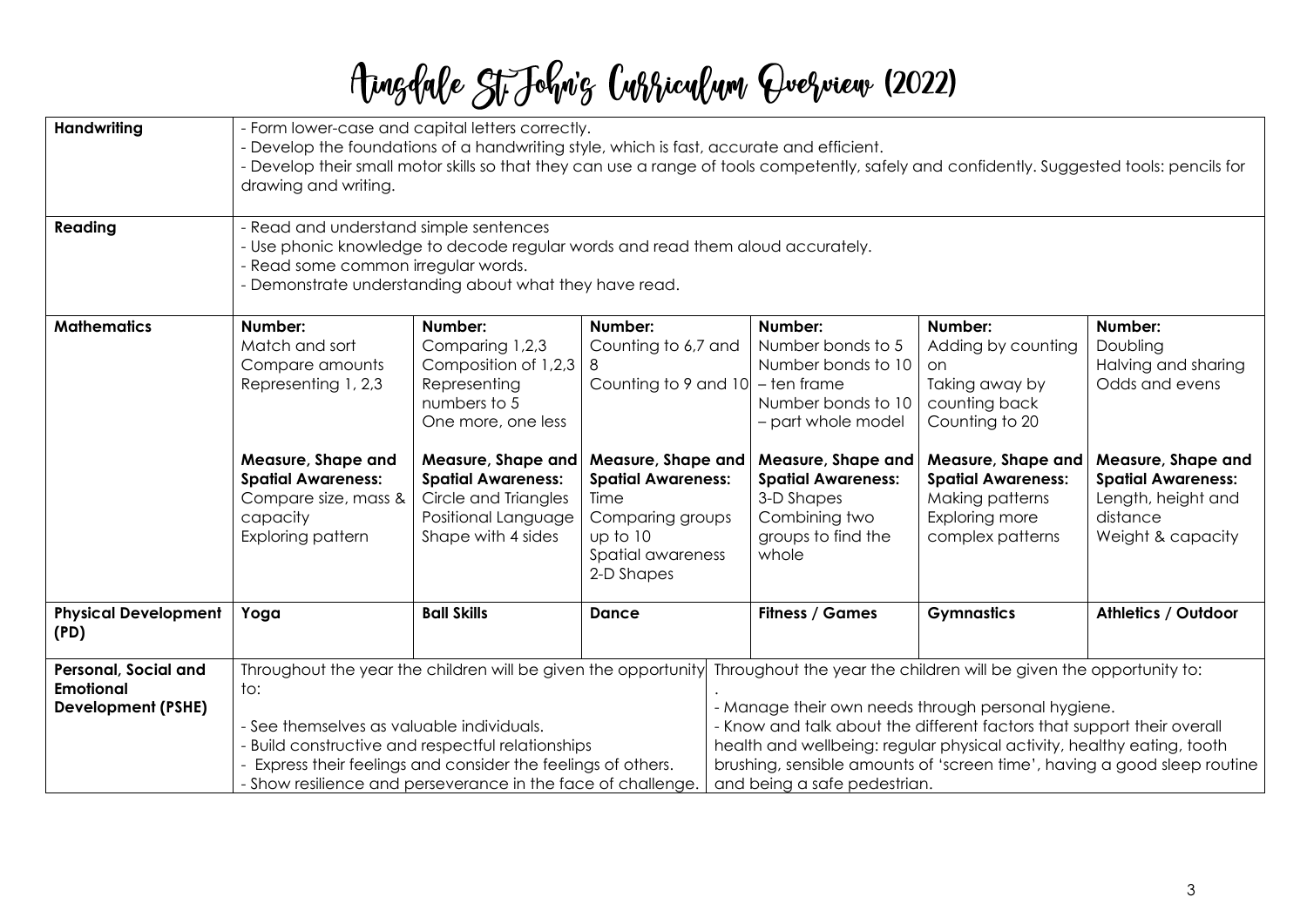# Aingdale St John's Curriculum Overview (2022)

| | | | | | | |
|---|---|---|---|---|---|---|
| **Handwriting** | - Form lower-case and capital letters correctly.<br>- Develop the foundations of a handwriting style, which is fast, accurate and efficient.<br>- Develop their small motor skills so that they can use a range of tools competently, safely and confidently. Suggested tools: pencils for drawing and writing. | | | | | |
| **Reading** | - Read and understand simple sentences<br>- Use phonic knowledge to decode regular words and read them aloud accurately.<br>- Read some common irregular words.<br>- Demonstrate understanding about what they have read. | | | | | |
| **Mathematics** | **Number:**<br>Match and sort<br>Compare amounts<br>Representing 1, 2,3<br><br>**Measure, Shape and Spatial Awareness:**<br>Compare size, mass & capacity<br>Exploring pattern | **Number:**<br>Comparing 1,2,3<br>Composition of 1,2,3<br>Representing numbers to 5<br>One more, one less<br><br>**Measure, Shape and Spatial Awareness:**<br>Circle and Triangles<br>Positional Language<br>Shape with 4 sides | **Number:**<br>Counting to 6,7 and 8<br>Counting to 9 and 10<br><br>**Measure, Shape and Spatial Awareness:**<br>Time<br>Comparing groups up to 10<br>Spatial awareness<br>2-D Shapes | **Number:**<br>Number bonds to 5<br>Number bonds to 10 – ten frame<br>Number bonds to 10 – part whole model<br><br>**Measure, Shape and Spatial Awareness:**<br>3-D Shapes<br>Combining two groups to find the whole | **Number:**<br>Adding by counting on<br>Taking away by counting back<br>Counting to 20<br><br>**Measure, Shape and Spatial Awareness:**<br>Making patterns<br>Exploring more complex patterns | **Number:**<br>Doubling<br>Halving and sharing<br>Odds and evens<br><br>**Measure, Shape and Spatial Awareness:**<br>Length, height and distance<br>Weight & capacity |
| **Physical Development (PD)** | **Yoga** | **Ball Skills** | **Dance** | **Fitness / Games** | **Gymnastics** | **Athletics / Outdoor** |
| **Personal, Social and Emotional Development (PSHE)** | Throughout the year the children will be given the opportunity to:<br><br>- See themselves as valuable individuals.<br>- Build constructive and respectful relationships<br>- Express their feelings and consider the feelings of others.<br>- Show resilience and perseverance in the face of challenge. | | | Throughout the year the children will be given the opportunity to:<br>.<br>- Manage their own needs through personal hygiene.<br>- Know and talk about the different factors that support their overall health and wellbeing: regular physical activity, healthy eating, tooth brushing, sensible amounts of 'screen time', having a good sleep routine and being a safe pedestrian. | | |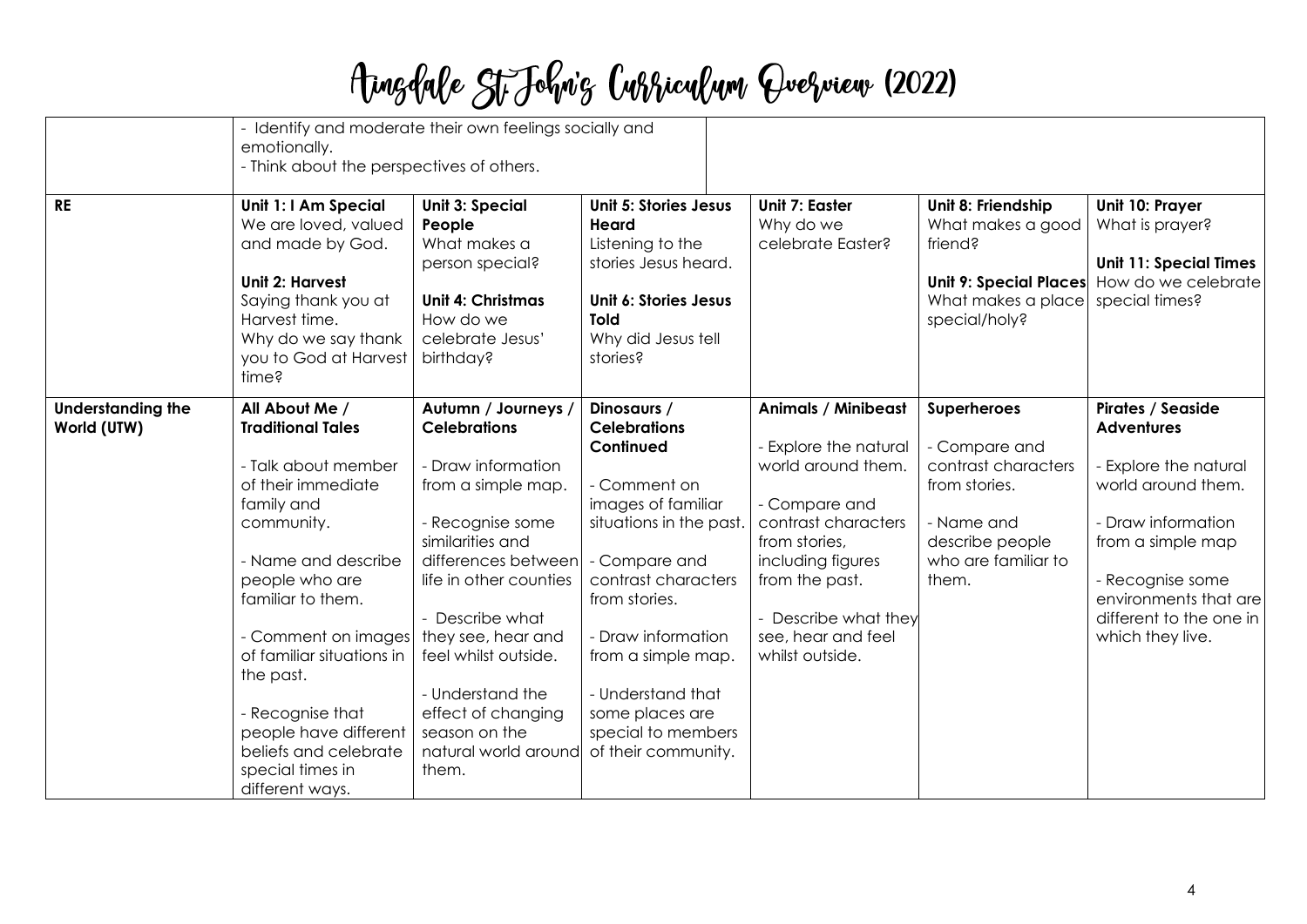# Aingdale St John's Curriculum Overview (2022)

| | | | | | | |
|---|---|---|---|---|---|---|
| | - Identify and moderate their own feelings socially and emotionally.<br>- Think about the perspectives of others. | | | | | |
| **RE** | **Unit 1: I Am Special**<br>We are loved, valued and made by God.<br><br>**Unit 2: Harvest**<br>Saying thank you at Harvest time.<br>Why do we say thank you to God at Harvest time? | **Unit 3: Special People**<br>What makes a person special?<br><br>**Unit 4: Christmas**<br>How do we celebrate Jesus' birthday? | **Unit 5: Stories Jesus Heard**<br>Listening to the stories Jesus heard.<br><br>**Unit 6: Stories Jesus Told**<br>Why did Jesus tell stories? | **Unit 7: Easter**<br>Why do we celebrate Easter? | **Unit 8: Friendship**<br>What makes a good friend?<br><br>**Unit 9: Special Places**<br>What makes a place special/holy? | **Unit 10: Prayer**<br>What is prayer?<br><br>**Unit 11: Special Times**<br>How do we celebrate special times? |
| **Understanding the World (UTW)** | **All About Me / Traditional Tales**<br><br>- Talk about member of their immediate family and community.<br><br>- Name and describe people who are familiar to them.<br><br>- Comment on images of familiar situations in the past.<br><br>- Recognise that people have different beliefs and celebrate special times in different ways. | **Autumn / Journeys / Celebrations**<br><br>- Draw information from a simple map.<br><br>- Recognise some similarities and differences between life in other counties<br><br>- Describe what they see, hear and feel whilst outside.<br><br>- Understand the effect of changing season on the natural world around them. | **Dinosaurs / Celebrations Continued**<br><br>- Comment on images of familiar situations in the past.<br><br>- Compare and contrast characters from stories.<br><br>- Draw information from a simple map.<br><br>- Understand that some places are special to members of their community. | **Animals / Minibeast**<br><br>- Explore the natural world around them.<br><br>- Compare and contrast characters from stories, including figures from the past.<br><br>- Describe what they see, hear and feel whilst outside. | **Superheroes**<br><br>- Compare and contrast characters from stories.<br><br>- Name and describe people who are familiar to them. | **Pirates / Seaside Adventures**<br><br>- Explore the natural world around them.<br><br>- Draw information from a simple map<br><br>- Recognise some environments that are different to the one in which they live. |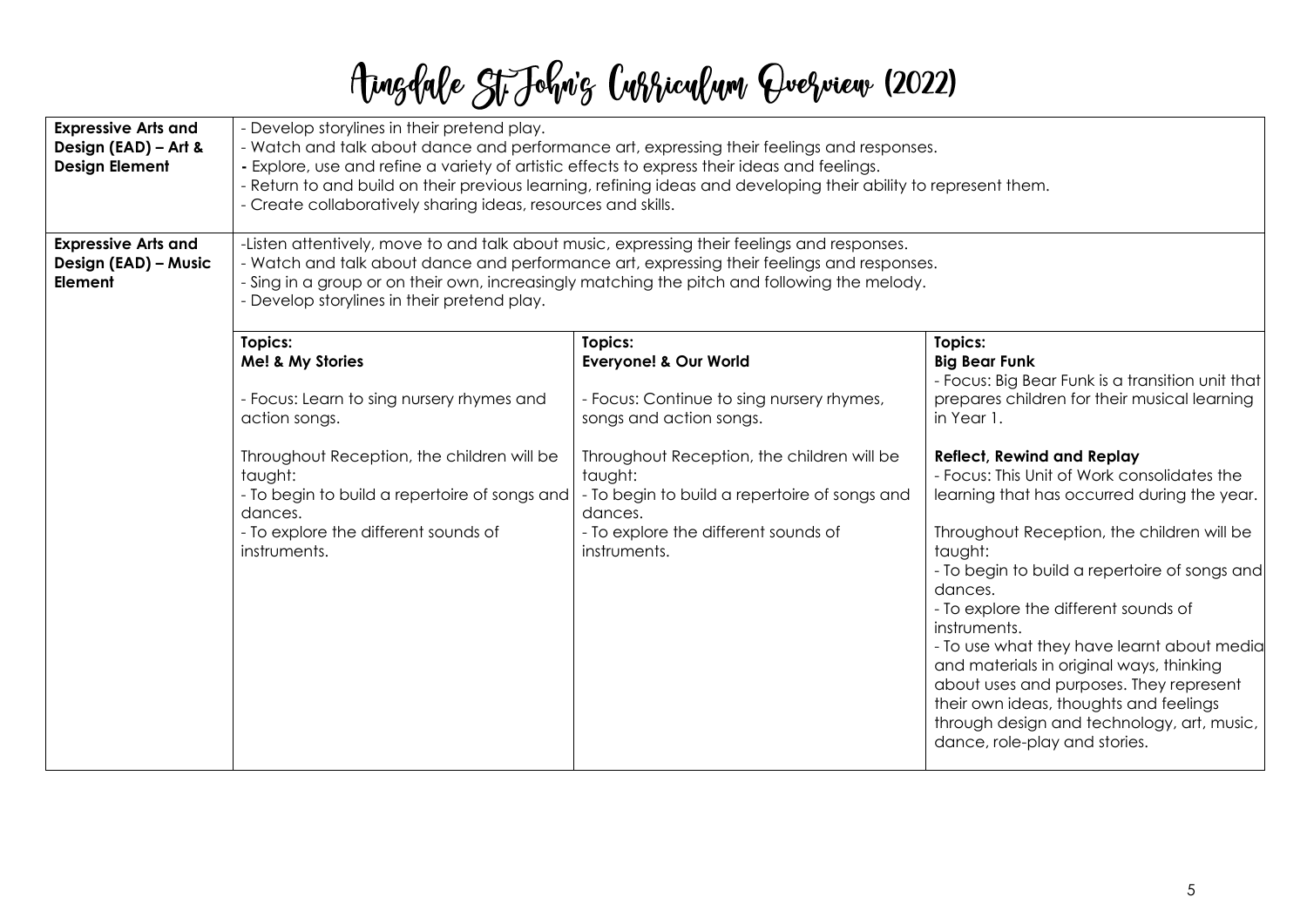# Ainsdale St John's Curriculum Overview (2022)

| | | | |
|---|---|---|---|
| **Expressive Arts and Design (EAD) – Art & Design Element** | - Develop storylines in their pretend play.<br>- Watch and talk about dance and performance art, expressing their feelings and responses.<br>- Explore, use and refine a variety of artistic effects to express their ideas and feelings.<br>- Return to and build on their previous learning, refining ideas and developing their ability to represent them.<br>- Create collaboratively sharing ideas, resources and skills. | | |
| **Expressive Arts and Design (EAD) – Music Element** | -Listen attentively, move to and talk about music, expressing their feelings and responses.<br>- Watch and talk about dance and performance art, expressing their feelings and responses.<br>- Sing in a group or on their own, increasingly matching the pitch and following the melody.<br>- Develop storylines in their pretend play. | | |
| | **Topics:**<br>**Me! & My Stories**<br><br>- Focus: Learn to sing nursery rhymes and action songs.<br><br>Throughout Reception, the children will be taught:<br>- To begin to build a repertoire of songs and dances.<br>- To explore the different sounds of instruments. | **Topics:**<br>**Everyone! & Our World**<br><br>- Focus: Continue to sing nursery rhymes, songs and action songs.<br><br>Throughout Reception, the children will be taught:<br>- To begin to build a repertoire of songs and dances.<br>- To explore the different sounds of instruments. | **Topics:**<br>**Big Bear Funk**<br>- Focus: Big Bear Funk is a transition unit that prepares children for their musical learning in Year 1.<br><br>**Reflect, Rewind and Replay**<br>- Focus: This Unit of Work consolidates the learning that has occurred during the year.<br><br>Throughout Reception, the children will be taught:<br>- To begin to build a repertoire of songs and dances.<br>- To explore the different sounds of instruments.<br>- To use what they have learnt about media and materials in original ways, thinking about uses and purposes. They represent their own ideas, thoughts and feelings through design and technology, art, music, dance, role-play and stories. |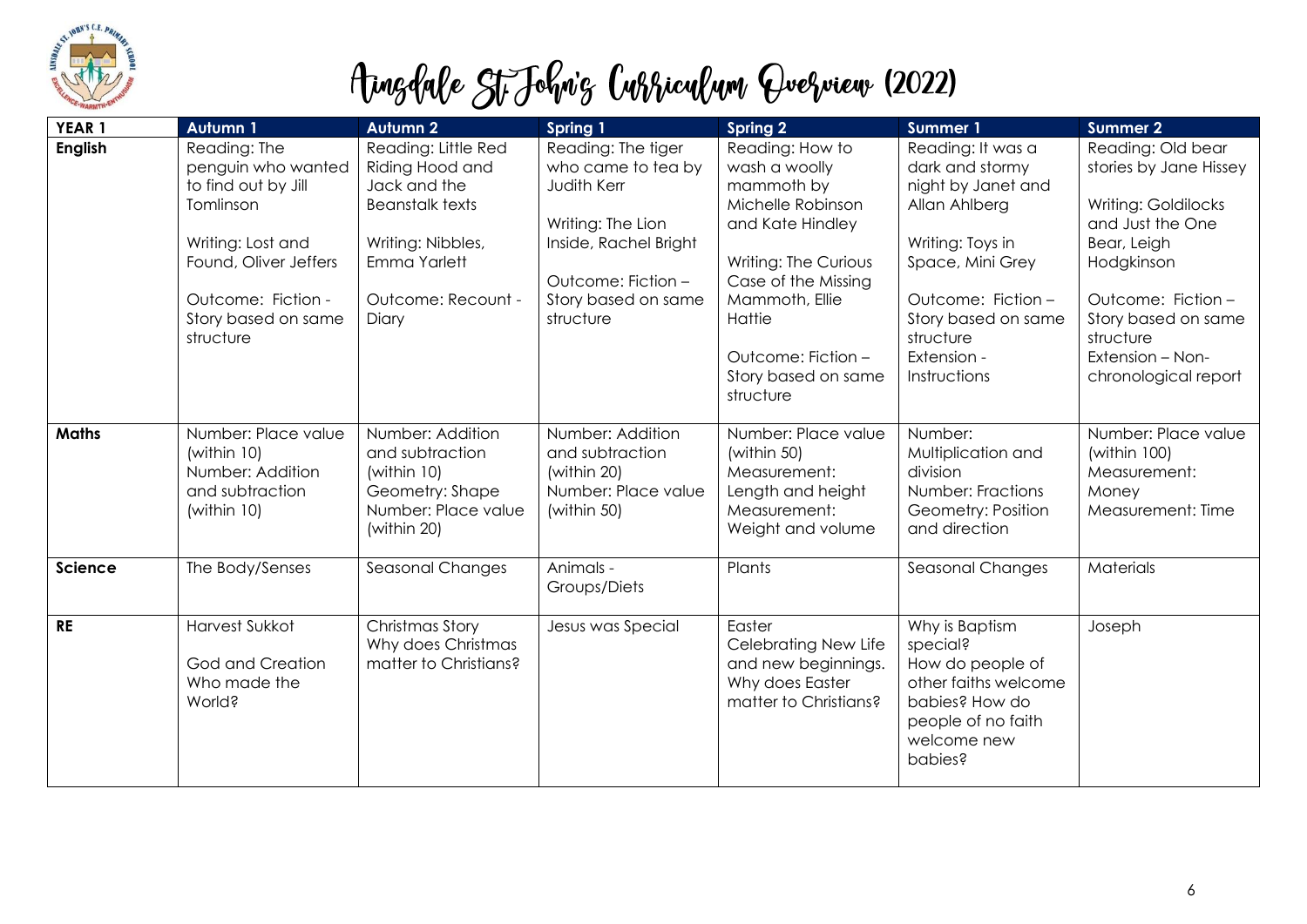# Ainsdale St John's Curriculum Overview (2022)

| YEAR 1 | Autumn 1 | Autumn 2 | Spring 1 | Spring 2 | Summer 1 | Summer 2 |
|---|---|---|---|---|---|---|
| **English** | Reading: The penguin who wanted to find out by Jill Tomlinson<br><br>Writing: Lost and Found, Oliver Jeffers<br><br>Outcome: Fiction - Story based on same structure | Reading: Little Red Riding Hood and Jack and the Beanstalk texts<br><br>Writing: Nibbles, Emma Yarlett<br><br>Outcome: Recount - Diary | Reading: The tiger who came to tea by Judith Kerr<br><br>Writing: The Lion Inside, Rachel Bright<br><br>Outcome: Fiction – Story based on same structure | Reading: How to wash a woolly mammoth by Michelle Robinson and Kate Hindley<br><br>Writing: The Curious Case of the Missing Mammoth, Ellie Hattie<br><br>Outcome: Fiction – Story based on same structure | Reading: It was a dark and stormy night by Janet and Allan Ahlberg<br><br>Writing: Toys in Space, Mini Grey<br><br>Outcome: Fiction – Story based on same structure<br>Extension - Instructions | Reading: Old bear stories by Jane Hissey<br><br>Writing: Goldilocks and Just the One Bear, Leigh Hodgkinson<br><br>Outcome: Fiction – Story based on same structure<br>Extension – Non-chronological report |
| **Maths** | Number: Place value (within 10)<br>Number: Addition and subtraction (within 10) | Number: Addition and subtraction (within 10)<br>Geometry: Shape<br>Number: Place value (within 20) | Number: Addition and subtraction (within 20)<br>Number: Place value (within 50) | Number: Place value (within 50)<br>Measurement: Length and height<br>Measurement: Weight and volume | Number: Multiplication and division<br>Number: Fractions<br>Geometry: Position and direction | Number: Place value (within 100)<br>Measurement: Money<br>Measurement: Time |
| **Science** | The Body/Senses | Seasonal Changes | Animals - Groups/Diets | Plants | Seasonal Changes | Materials |
| **RE** | Harvest Sukkot<br><br>God and Creation Who made the World? | Christmas Story<br>Why does Christmas matter to Christians? | Jesus was Special | Easter<br>Celebrating New Life and new beginnings. Why does Easter matter to Christians? | Why is Baptism special?<br>How do people of other faiths welcome babies? How do people of no faith welcome new babies? | Joseph |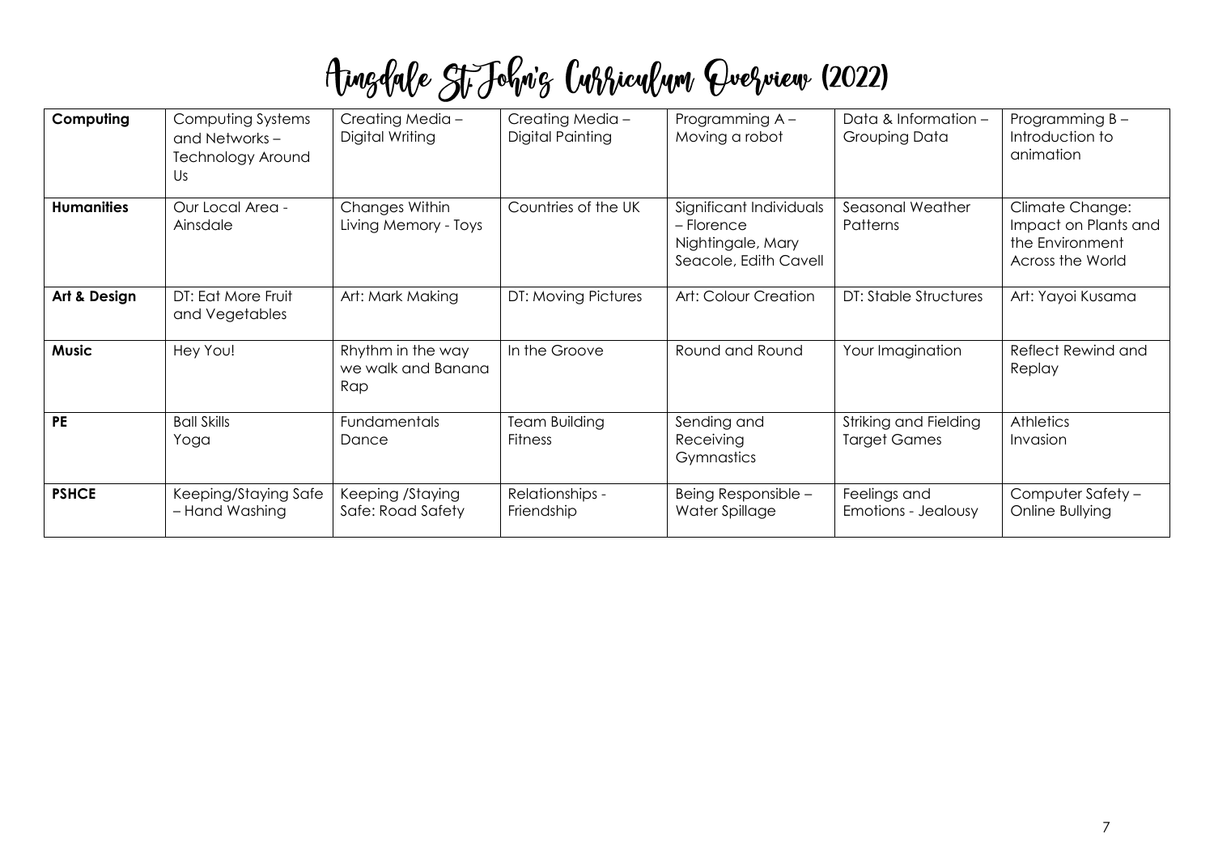# Ainsdale St. John's Curriculum Overview (2022)

| **Computing** | Computing Systems and Networks – Technology Around Us | Creating Media – Digital Writing | Creating Media – Digital Painting | Programming A – Moving a robot | Data & Information – Grouping Data | Programming B – Introduction to animation |
|---|---|---|---|---|---|---|
| **Humanities** | Our Local Area - Ainsdale | Changes Within Living Memory - Toys | Countries of the UK | Significant Individuals – Florence Nightingale, Mary Seacole, Edith Cavell | Seasonal Weather Patterns | Climate Change: Impact on Plants and the Environment Across the World |
| **Art & Design** | DT: Eat More Fruit and Vegetables | Art: Mark Making | DT: Moving Pictures | Art: Colour Creation | DT: Stable Structures | Art: Yayoi Kusama |
| **Music** | Hey You! | Rhythm in the way we walk and Banana Rap | In the Groove | Round and Round | Your Imagination | Reflect Rewind and Replay |
| **PE** | Ball Skills<br>Yoga | Fundamentals<br>Dance | Team Building<br>Fitness | Sending and Receiving<br>Gymnastics | Striking and Fielding<br>Target Games | Athletics<br>Invasion |
| **PSHCE** | Keeping/Staying Safe – Hand Washing | Keeping /Staying Safe: Road Safety | Relationships - Friendship | Being Responsible – Water Spillage | Feelings and Emotions - Jealousy | Computer Safety – Online Bullying |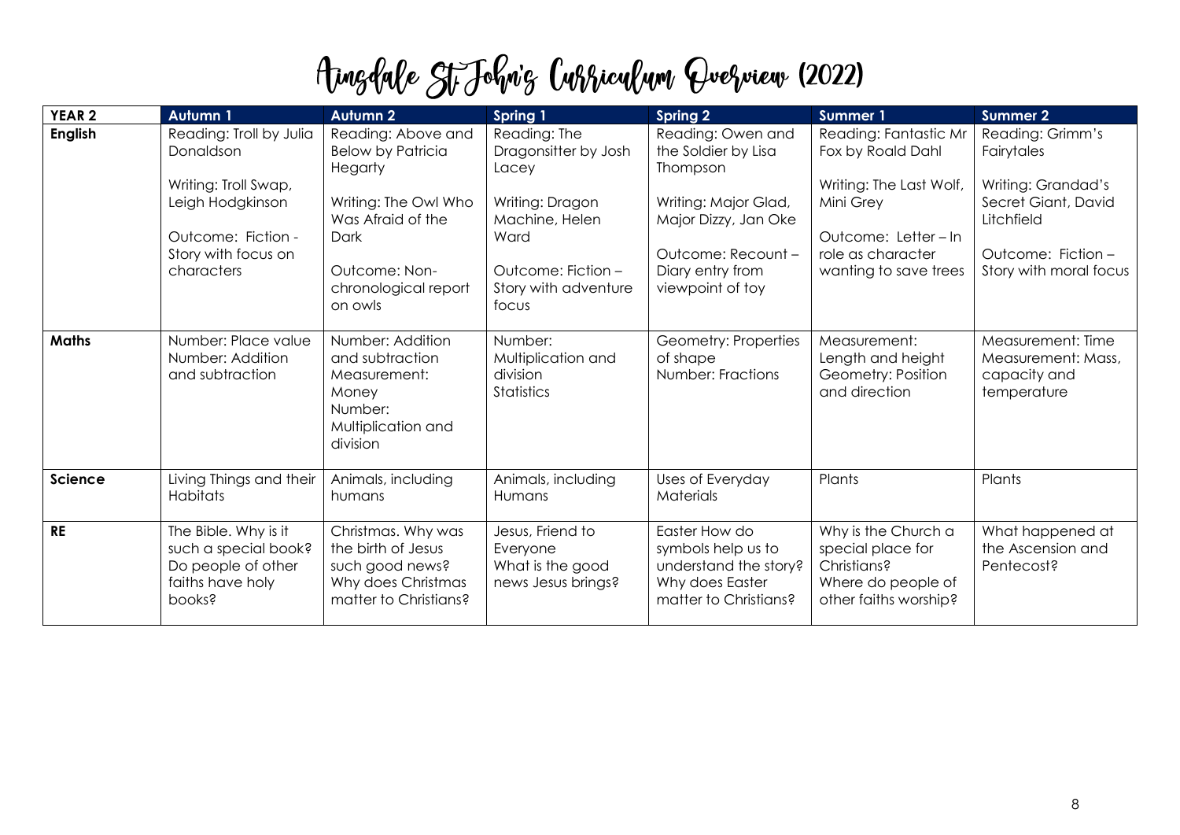# Aingdale St John's Curriculum Overview (2022)

| YEAR 2 | Autumn 1 | Autumn 2 | Spring 1 | Spring 2 | Summer 1 | Summer 2 |
|---|---|---|---|---|---|---|
| **English** | Reading: Troll by Julia Donaldson<br><br>Writing: Troll Swap, Leigh Hodgkinson<br><br>Outcome: Fiction - Story with focus on characters | Reading: Above and Below by Patricia Hegarty<br><br>Writing: The Owl Who Was Afraid of the Dark<br><br>Outcome: Non-chronological report on owls | Reading: The Dragonsitter by Josh Lacey<br><br>Writing: Dragon Machine, Helen Ward<br><br>Outcome: Fiction – Story with adventure focus | Reading: Owen and the Soldier by Lisa Thompson<br><br>Writing: Major Glad, Major Dizzy, Jan Oke<br><br>Outcome: Recount – Diary entry from viewpoint of toy | Reading: Fantastic Mr Fox by Roald Dahl<br><br>Writing: The Last Wolf, Mini Grey<br><br>Outcome: Letter – In role as character wanting to save trees | Reading: Grimm's Fairytales<br><br>Writing: Grandad's Secret Giant, David Litchfield<br><br>Outcome: Fiction – Story with moral focus |
| **Maths** | Number: Place value<br>Number: Addition and subtraction | Number: Addition and subtraction<br>Measurement: Money<br>Number: Multiplication and division | Number: Multiplication and division<br>Statistics | Geometry: Properties of shape<br>Number: Fractions | Measurement: Length and height<br>Geometry: Position and direction | Measurement: Time<br>Measurement: Mass, capacity and temperature |
| **Science** | Living Things and their Habitats | Animals, including humans | Animals, including Humans | Uses of Everyday Materials | Plants | Plants |
| **RE** | The Bible. Why is it such a special book? Do people of other faiths have holy books? | Christmas. Why was the birth of Jesus such good news? Why does Christmas matter to Christians? | Jesus, Friend to Everyone<br>What is the good news Jesus brings? | Easter How do symbols help us to understand the story? Why does Easter matter to Christians? | Why is the Church a special place for Christians? Where do people of other faiths worship? | What happened at the Ascension and Pentecost? |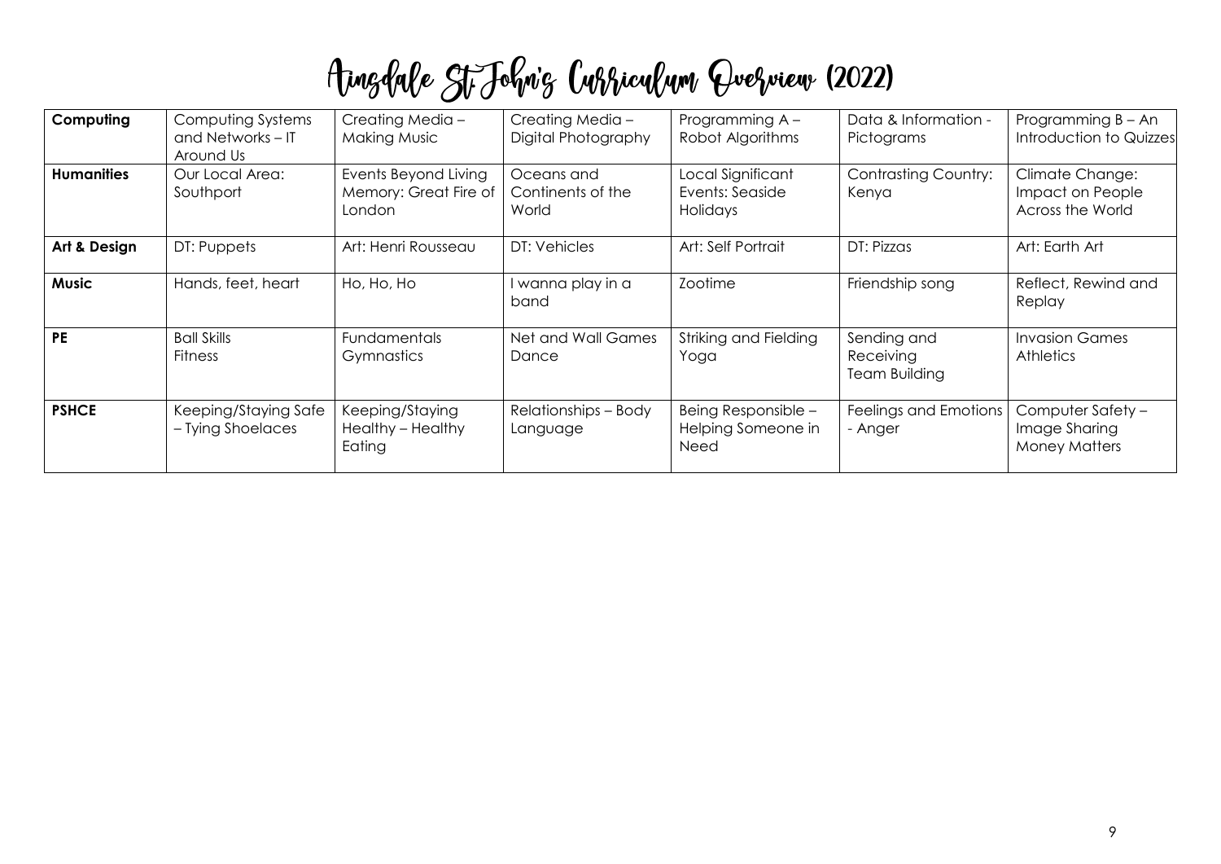# Ainsdale St John's Curriculum Overview (2022)

| Computing | Computing Systems and Networks – IT Around Us | Creating Media – Making Music | Creating Media – Digital Photography | Programming A – Robot Algorithms | Data & Information - Pictograms | Programming B – An Introduction to Quizzes |
|---|---|---|---|---|---|---|
| **Humanities** | Our Local Area: Southport | Events Beyond Living Memory: Great Fire of London | Oceans and Continents of the World | Local Significant Events: Seaside Holidays | Contrasting Country: Kenya | Climate Change: Impact on People Across the World |
| **Art & Design** | DT: Puppets | Art: Henri Rousseau | DT: Vehicles | Art: Self Portrait | DT: Pizzas | Art: Earth Art |
| **Music** | Hands, feet, heart | Ho, Ho, Ho | I wanna play in a band | Zootime | Friendship song | Reflect, Rewind and Replay |
| **PE** | Ball Skills<br>Fitness | Fundamentals<br>Gymnastics | Net and Wall Games<br>Dance | Striking and Fielding<br>Yoga | Sending and Receiving<br>Team Building | Invasion Games<br>Athletics |
| **PSHCE** | Keeping/Staying Safe – Tying Shoelaces | Keeping/Staying Healthy – Healthy Eating | Relationships – Body Language | Being Responsible – Helping Someone in Need | Feelings and Emotions - Anger | Computer Safety – Image Sharing<br>Money Matters |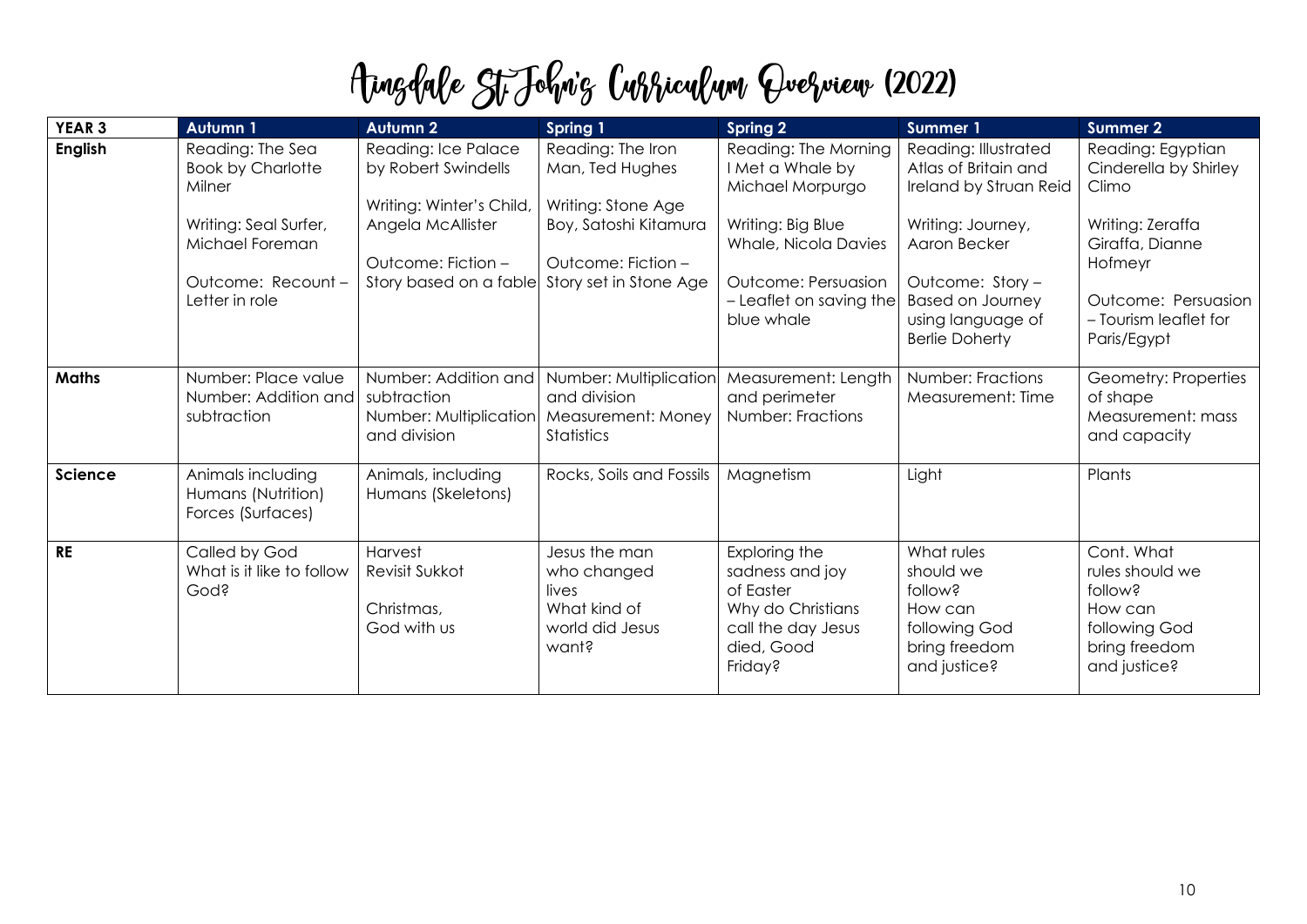# Aingdale St John's Curriculum Overview (2022)

| YEAR 3 | Autumn 1 | Autumn 2 | Spring 1 | Spring 2 | Summer 1 | Summer 2 |
|---|---|---|---|---|---|---|
| **English** | Reading: The Sea Book by Charlotte Milner<br><br>Writing: Seal Surfer, Michael Foreman<br><br>Outcome: Recount – Letter in role | Reading: Ice Palace by Robert Swindells<br><br>Writing: Winter's Child, Angela McAllister<br><br>Outcome: Fiction – Story based on a fable | Reading: The Iron Man, Ted Hughes<br><br>Writing: Stone Age Boy, Satoshi Kitamura<br><br>Outcome: Fiction – Story set in Stone Age | Reading: The Morning I Met a Whale by Michael Morpurgo<br><br>Writing: Big Blue Whale, Nicola Davies<br><br>Outcome: Persuasion – Leaflet on saving the blue whale | Reading: Illustrated Atlas of Britain and Ireland by Struan Reid<br><br>Writing: Journey, Aaron Becker<br><br>Outcome: Story – Based on Journey using language of Berlie Doherty | Reading: Egyptian Cinderella by Shirley Climo<br><br>Writing: Zeraffa Giraffa, Dianne Hofmeyr<br><br>Outcome: Persuasion – Tourism leaflet for Paris/Egypt |
| **Maths** | Number: Place value<br>Number: Addition and subtraction | Number: Addition and subtraction<br>Number: Multiplication and division | Number: Multiplication and division<br>Measurement: Money<br>Statistics | Measurement: Length and perimeter<br>Number: Fractions | Number: Fractions<br>Measurement: Time | Geometry: Properties of shape<br>Measurement: mass and capacity |
| **Science** | Animals including Humans (Nutrition)<br>Forces (Surfaces) | Animals, including Humans (Skeletons) | Rocks, Soils and Fossils | Magnetism | Light | Plants |
| **RE** | Called by God<br>What is it like to follow God? | Harvest<br>Revisit Sukkot<br><br>Christmas,<br>God with us | Jesus the man who changed lives<br>What kind of world did Jesus want? | Exploring the sadness and joy of Easter<br>Why do Christians call the day Jesus died, Good Friday? | What rules should we follow?<br>How can following God bring freedom and justice? | Cont. What rules should we follow?<br>How can following God bring freedom and justice? |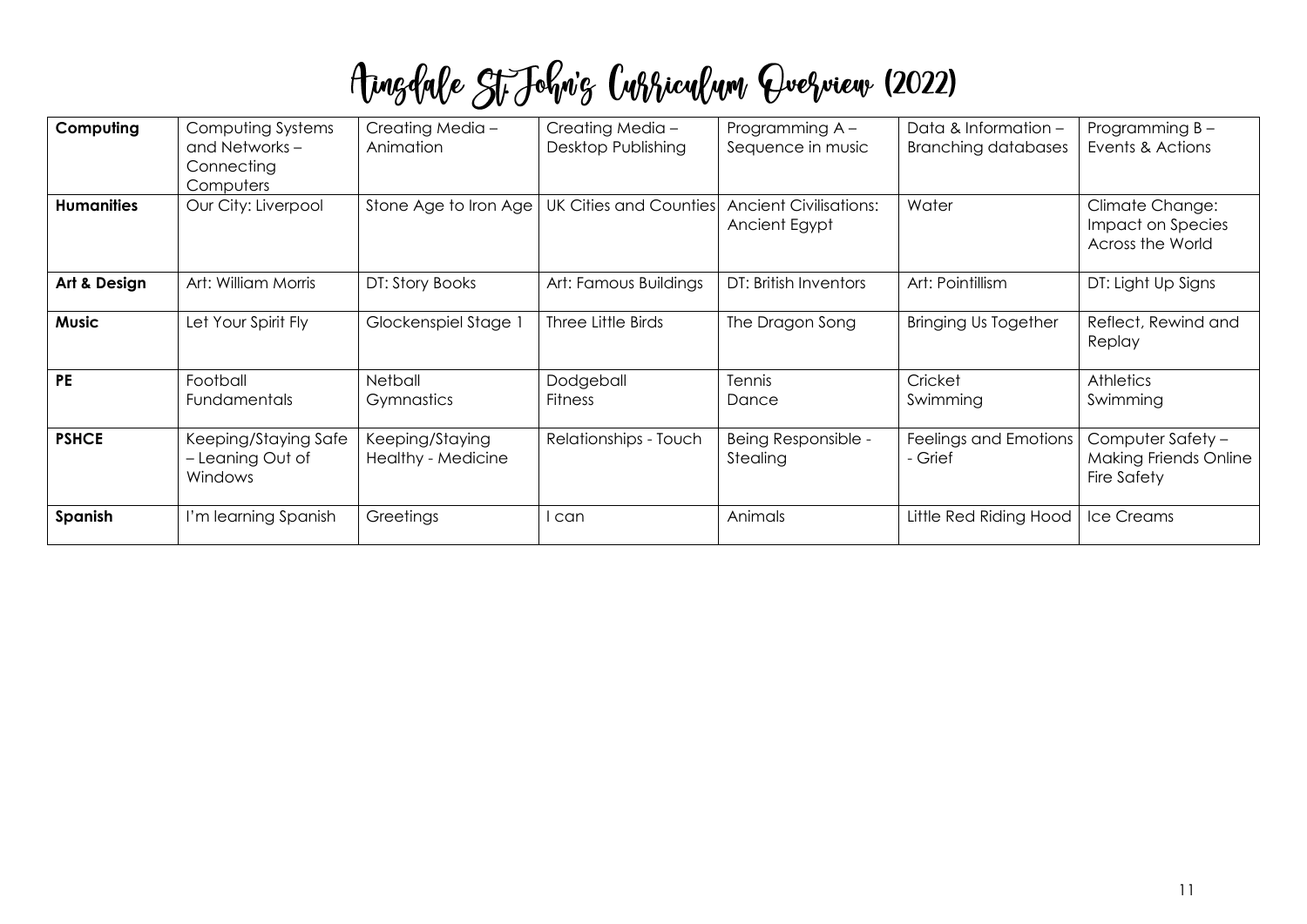# Aingdale St John's Curriculum Overview (2022)

| **Computing** | Computing Systems and Networks – Connecting Computers | Creating Media – Animation | Creating Media – Desktop Publishing | Programming A – Sequence in music | Data & Information – Branching databases | Programming B – Events & Actions |
|---|---|---|---|---|---|---|
| **Humanities** | Our City: Liverpool | Stone Age to Iron Age | UK Cities and Counties | Ancient Civilisations: Ancient Egypt | Water | Climate Change: Impact on Species Across the World |
| **Art & Design** | Art: William Morris | DT: Story Books | Art: Famous Buildings | DT: British Inventors | Art: Pointillism | DT: Light Up Signs |
| **Music** | Let Your Spirit Fly | Glockenspiel Stage 1 | Three Little Birds | The Dragon Song | Bringing Us Together | Reflect, Rewind and Replay |
| **PE** | Football Fundamentals | Netball Gymnastics | Dodgeball Fitness | Tennis Dance | Cricket Swimming | Athletics Swimming |
| **PSHCE** | Keeping/Staying Safe – Leaning Out of Windows | Keeping/Staying Healthy - Medicine | Relationships - Touch | Being Responsible - Stealing | Feelings and Emotions - Grief | Computer Safety – Making Friends Online Fire Safety |
| **Spanish** | I'm learning Spanish | Greetings | I can | Animals | Little Red Riding Hood | Ice Creams |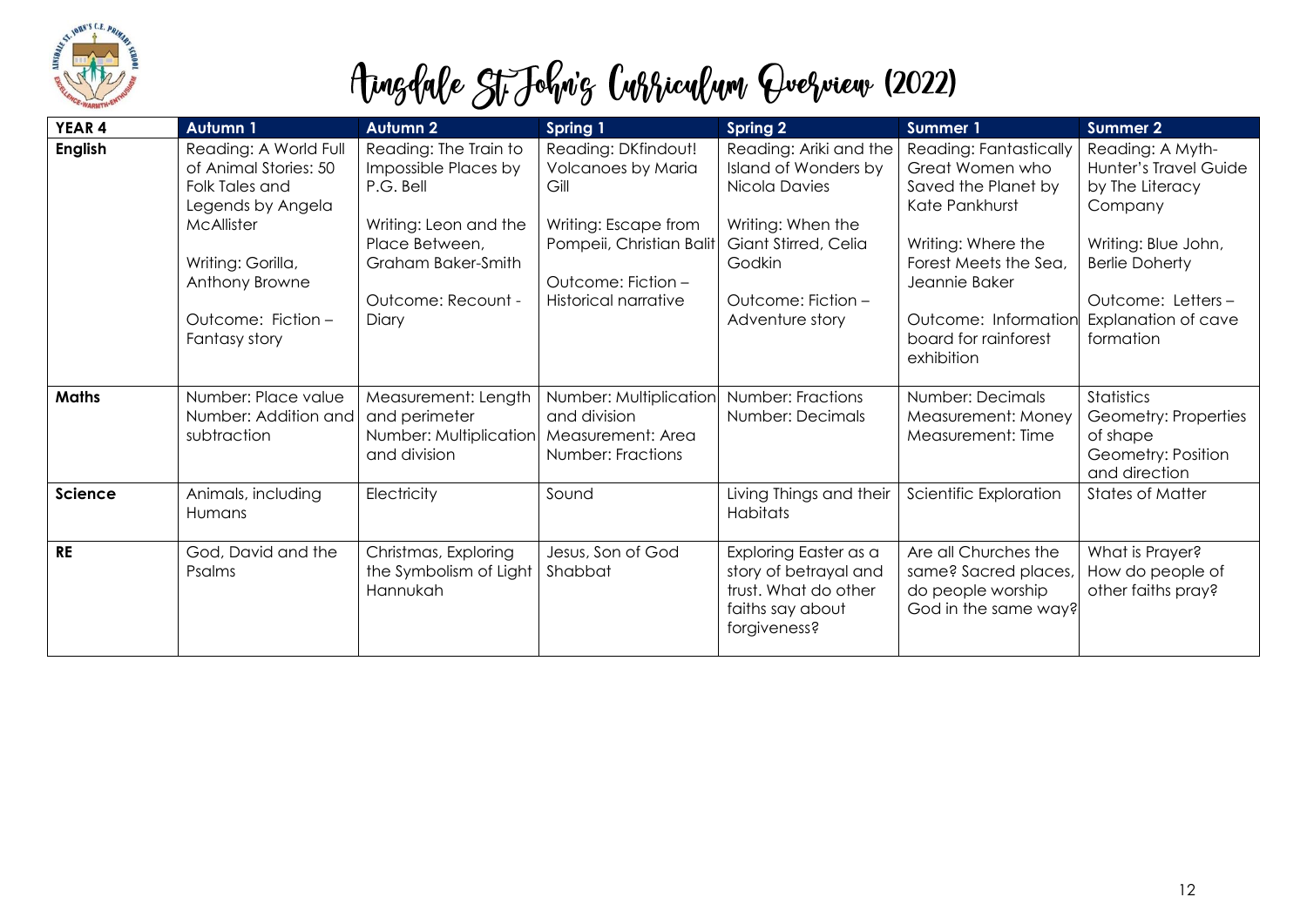# Ainsdale St John's Curriculum Overview (2022)

| YEAR 4 | Autumn 1 | Autumn 2 | Spring 1 | Spring 2 | Summer 1 | Summer 2 |
|---|---|---|---|---|---|---|
| **English** | Reading: A World Full of Animal Stories: 50 Folk Tales and Legends by Angela McAllister<br><br>Writing: Gorilla, Anthony Browne<br><br>Outcome: Fiction – Fantasy story | Reading: The Train to Impossible Places by P.G. Bell<br><br>Writing: Leon and the Place Between, Graham Baker-Smith<br><br>Outcome: Recount - Diary | Reading: DKfindout! Volcanoes by Maria Gill<br><br>Writing: Escape from Pompeii, Christian Balit<br><br>Outcome: Fiction – Historical narrative | Reading: Ariki and the Island of Wonders by Nicola Davies<br><br>Writing: When the Giant Stirred, Celia Godkin<br><br>Outcome: Fiction – Adventure story | Reading: Fantastically Great Women who Saved the Planet by Kate Pankhurst<br><br>Writing: Where the Forest Meets the Sea, Jeannie Baker<br><br>Outcome: Information board for rainforest exhibition | Reading: A Myth-Hunter's Travel Guide by The Literacy Company<br><br>Writing: Blue John, Berlie Doherty<br><br>Outcome: Letters – Explanation of cave formation |
| **Maths** | Number: Place value<br>Number: Addition and subtraction | Measurement: Length and perimeter<br>Number: Multiplication and division | Number: Multiplication and division<br>Measurement: Area<br>Number: Fractions | Number: Fractions<br>Number: Decimals | Number: Decimals<br>Measurement: Money<br>Measurement: Time | Statistics<br>Geometry: Properties of shape<br>Geometry: Position and direction |
| **Science** | Animals, including Humans | Electricity | Sound | Living Things and their Habitats | Scientific Exploration | States of Matter |
| **RE** | God, David and the Psalms | Christmas, Exploring the Symbolism of Light<br>Hannukah | Jesus, Son of God<br>Shabbat | Exploring Easter as a story of betrayal and trust. What do other faiths say about forgiveness? | Are all Churches the same? Sacred places, do people worship God in the same way? | What is Prayer?<br>How do people of other faiths pray? |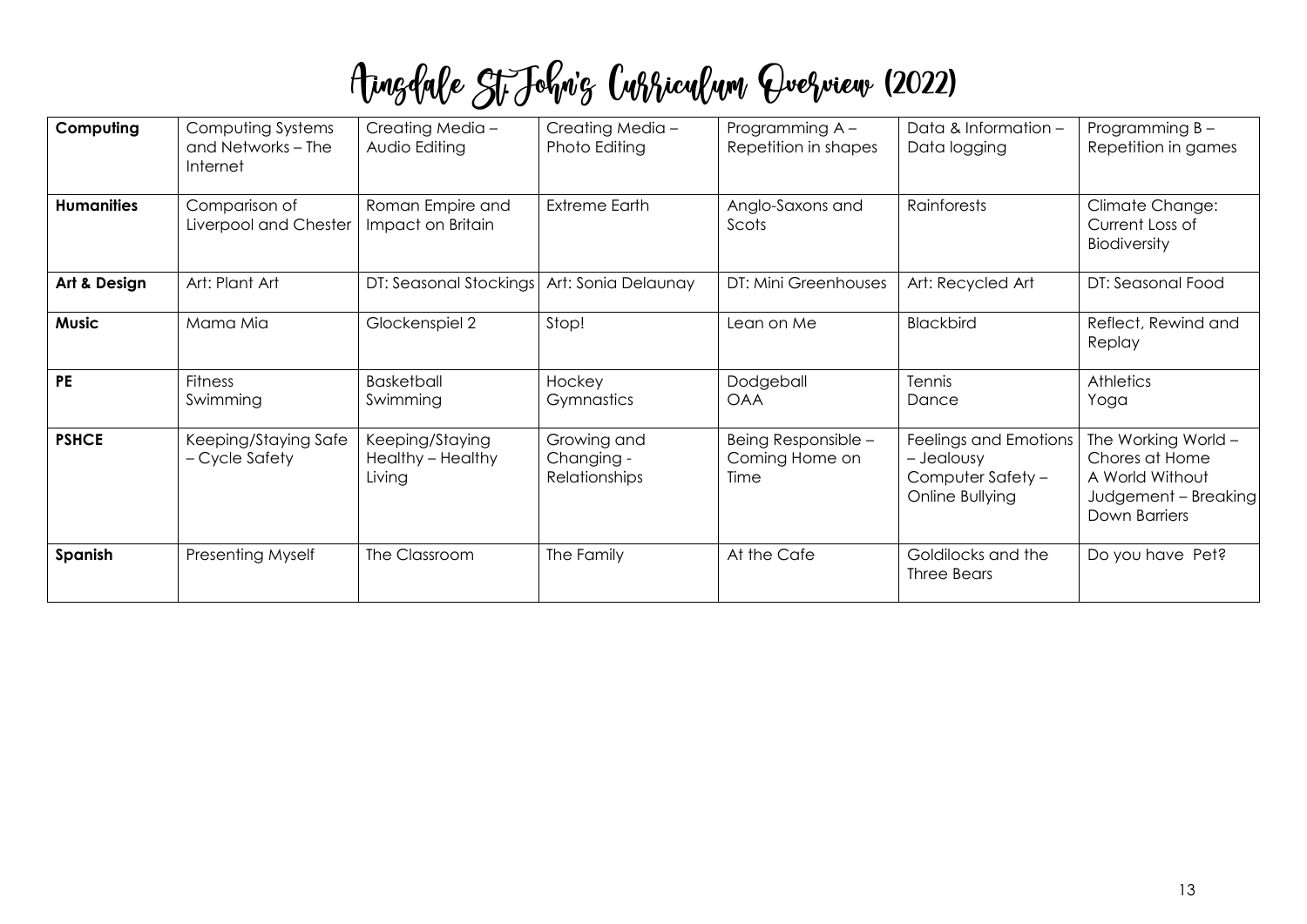# Aingdale St. John's Curriculum Overview (2022)

| **Computing** | Computing Systems and Networks – The Internet | Creating Media – Audio Editing | Creating Media – Photo Editing | Programming A – Repetition in shapes | Data & Information – Data logging | Programming B – Repetition in games |
|---|---|---|---|---|---|---|
| **Humanities** | Comparison of Liverpool and Chester | Roman Empire and Impact on Britain | Extreme Earth | Anglo-Saxons and Scots | Rainforests | Climate Change: Current Loss of Biodiversity |
| **Art & Design** | Art: Plant Art | DT: Seasonal Stockings | Art: Sonia Delaunay | DT: Mini Greenhouses | Art: Recycled Art | DT: Seasonal Food |
| **Music** | Mama Mia | Glockenspiel 2 | Stop! | Lean on Me | Blackbird | Reflect, Rewind and Replay |
| **PE** | Fitness<br>Swimming | Basketball<br>Swimming | Hockey<br>Gymnastics | Dodgeball<br>OAA | Tennis<br>Dance | Athletics<br>Yoga |
| **PSHCE** | Keeping/Staying Safe – Cycle Safety | Keeping/Staying Healthy – Healthy Living | Growing and Changing - Relationships | Being Responsible – Coming Home on Time | Feelings and Emotions – Jealousy<br>Computer Safety – Online Bullying | The Working World – Chores at Home<br>A World Without Judgement – Breaking Down Barriers |
| **Spanish** | Presenting Myself | The Classroom | The Family | At the Cafe | Goldilocks and the Three Bears | Do you have Pet? |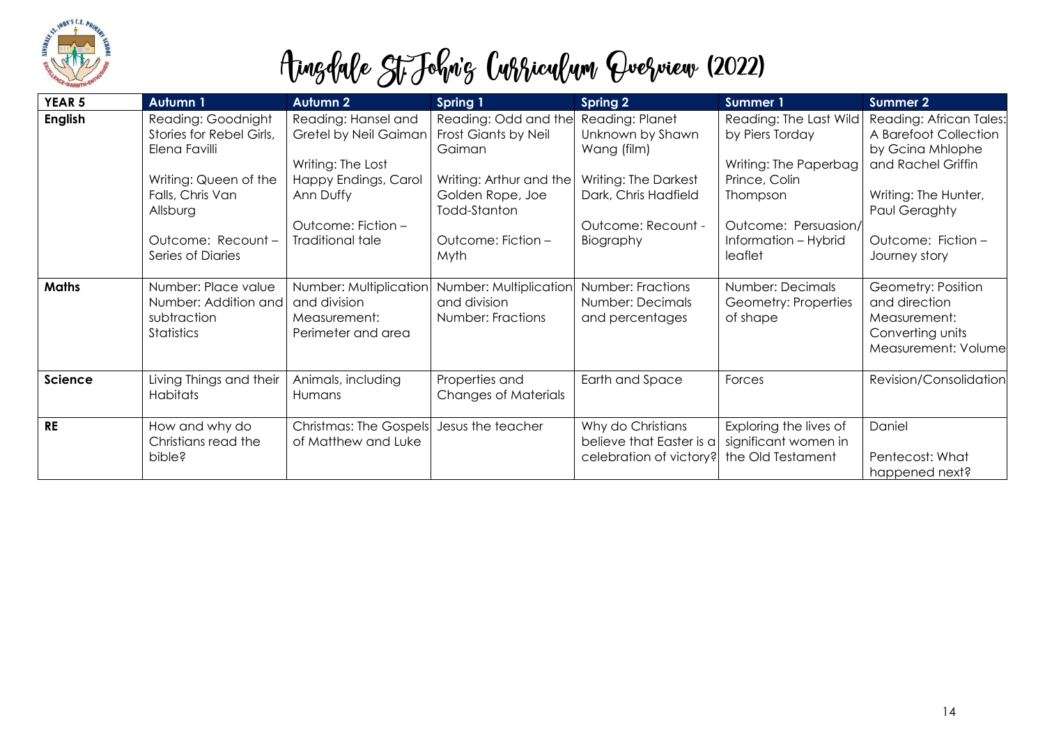# Ainsdale St. John's Curriculum Overview (2022)

| YEAR 5 | Autumn 1 | Autumn 2 | Spring 1 | Spring 2 | Summer 1 | Summer 2 |
|---|---|---|---|---|---|---|
| **English** | Reading: Goodnight Stories for Rebel Girls, Elena Favilli<br><br>Writing: Queen of the Falls, Chris Van Allsburg<br><br>Outcome: Recount – Series of Diaries | Reading: Hansel and Gretel by Neil Gaiman<br><br>Writing: The Lost Happy Endings, Carol Ann Duffy<br><br>Outcome: Fiction – Traditional tale | Reading: Odd and the Frost Giants by Neil Gaiman<br><br>Writing: Arthur and the Golden Rope, Joe Todd-Stanton<br><br>Outcome: Fiction – Myth | Reading: Planet Unknown by Shawn Wang (film)<br><br>Writing: The Darkest Dark, Chris Hadfield<br><br>Outcome: Recount - Biography | Reading: The Last Wild by Piers Torday<br><br>Writing: The Paperbag Prince, Colin Thompson<br><br>Outcome: Persuasion/ Information – Hybrid leaflet | Reading: African Tales: A Barefoot Collection by Gcina Mhlophe and Rachel Griffin<br><br>Writing: The Hunter, Paul Geraghty<br><br>Outcome: Fiction – Journey story |
| **Maths** | Number: Place value<br>Number: Addition and subtraction<br>Statistics | Number: Multiplication and division<br>Measurement: Perimeter and area | Number: Multiplication and division<br>Number: Fractions | Number: Fractions<br>Number: Decimals and percentages | Number: Decimals<br>Geometry: Properties of shape | Geometry: Position and direction<br>Measurement: Converting units<br>Measurement: Volume |
| **Science** | Living Things and their Habitats | Animals, including Humans | Properties and Changes of Materials | Earth and Space | Forces | Revision/Consolidation |
| **RE** | How and why do Christians read the bible? | Christmas: The Gospels of Matthew and Luke | Jesus the teacher | Why do Christians believe that Easter is a celebration of victory? | Exploring the lives of significant women in the Old Testament | Daniel<br><br>Pentecost: What happened next? |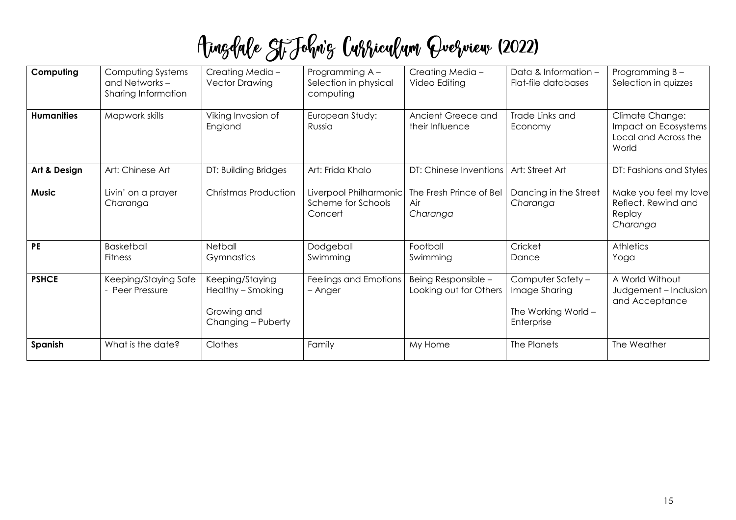# Aingdale St. John's Curriculum Overview (2022)

| **Computing** | Computing Systems and Networks – Sharing Information | Creating Media – Vector Drawing | Programming A – Selection in physical computing | Creating Media – Video Editing | Data & Information – Flat-file databases | Programming B – Selection in quizzes |
|---|---|---|---|---|---|---|
| **Humanities** | Mapwork skills | Viking Invasion of England | European Study: Russia | Ancient Greece and their Influence | Trade Links and Economy | Climate Change: Impact on Ecosystems Local and Across the World |
| **Art & Design** | Art: Chinese Art | DT: Building Bridges | Art: Frida Khalo | DT: Chinese Inventions | Art: Street Art | DT: Fashions and Styles |
| **Music** | Livin' on a prayer *Charanga* | Christmas Production | Liverpool Philharmonic Scheme for Schools Concert | The Fresh Prince of Bel Air *Charanga* | Dancing in the Street *Charanga* | Make you feel my love Reflect, Rewind and Replay *Charanga* |
| **PE** | Basketball<br>Fitness | Netball<br>Gymnastics | Dodgeball<br>Swimming | Football<br>Swimming | Cricket<br>Dance | Athletics<br>Yoga |
| **PSHCE** | Keeping/Staying Safe - Peer Pressure | Keeping/Staying Healthy – Smoking<br><br>Growing and Changing – Puberty | Feelings and Emotions – Anger | Being Responsible – Looking out for Others | Computer Safety – Image Sharing<br><br>The Working World – Enterprise | A World Without Judgement – Inclusion and Acceptance |
| **Spanish** | What is the date? | Clothes | Family | My Home | The Planets | The Weather |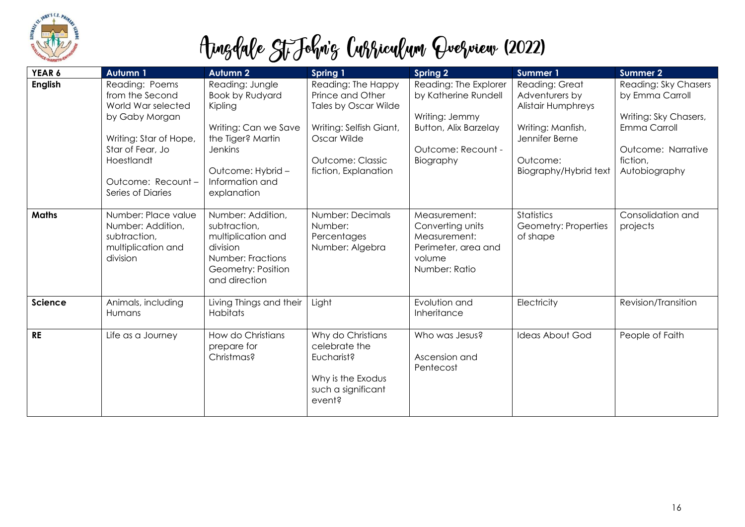# Ainsdale St John's Curriculum Overview (2022)

| YEAR 6 | Autumn 1 | Autumn 2 | Spring 1 | Spring 2 | Summer 1 | Summer 2 |
|---|---|---|---|---|---|---|
| **English** | Reading: Poems from the Second World War selected by Gaby Morgan<br><br>Writing: Star of Hope, Star of Fear, Jo Hoestlandt<br><br>Outcome: Recount – Series of Diaries | Reading: Jungle Book by Rudyard Kipling<br><br>Writing: Can we Save the Tiger? Martin Jenkins<br><br>Outcome: Hybrid – Information and explanation | Reading: The Happy Prince and Other Tales by Oscar Wilde<br><br>Writing: Selfish Giant, Oscar Wilde<br><br>Outcome: Classic fiction, Explanation | Reading: The Explorer by Katherine Rundell<br><br>Writing: Jemmy Button, Alix Barzelay<br><br>Outcome: Recount - Biography | Reading: Great Adventurers by Alistair Humphreys<br><br>Writing: Manfish, Jennifer Berne<br><br>Outcome: Biography/Hybrid text | Reading: Sky Chasers by Emma Carroll<br><br>Writing: Sky Chasers, Emma Carroll<br><br>Outcome: Narrative fiction, Autobiography |
| **Maths** | Number: Place value<br>Number: Addition, subtraction, multiplication and division | Number: Addition, subtraction, multiplication and division<br>Number: Fractions<br>Geometry: Position and direction | Number: Decimals<br>Number: Percentages<br>Number: Algebra | Measurement: Converting units<br>Measurement: Perimeter, area and volume<br>Number: Ratio | Statistics<br>Geometry: Properties of shape | Consolidation and projects |
| **Science** | Animals, including Humans | Living Things and their Habitats | Light | Evolution and Inheritance | Electricity | Revision/Transition |
| **RE** | Life as a Journey | How do Christians prepare for Christmas? | Why do Christians celebrate the Eucharist?<br><br>Why is the Exodus such a significant event? | Who was Jesus?<br><br>Ascension and Pentecost | Ideas About God | People of Faith |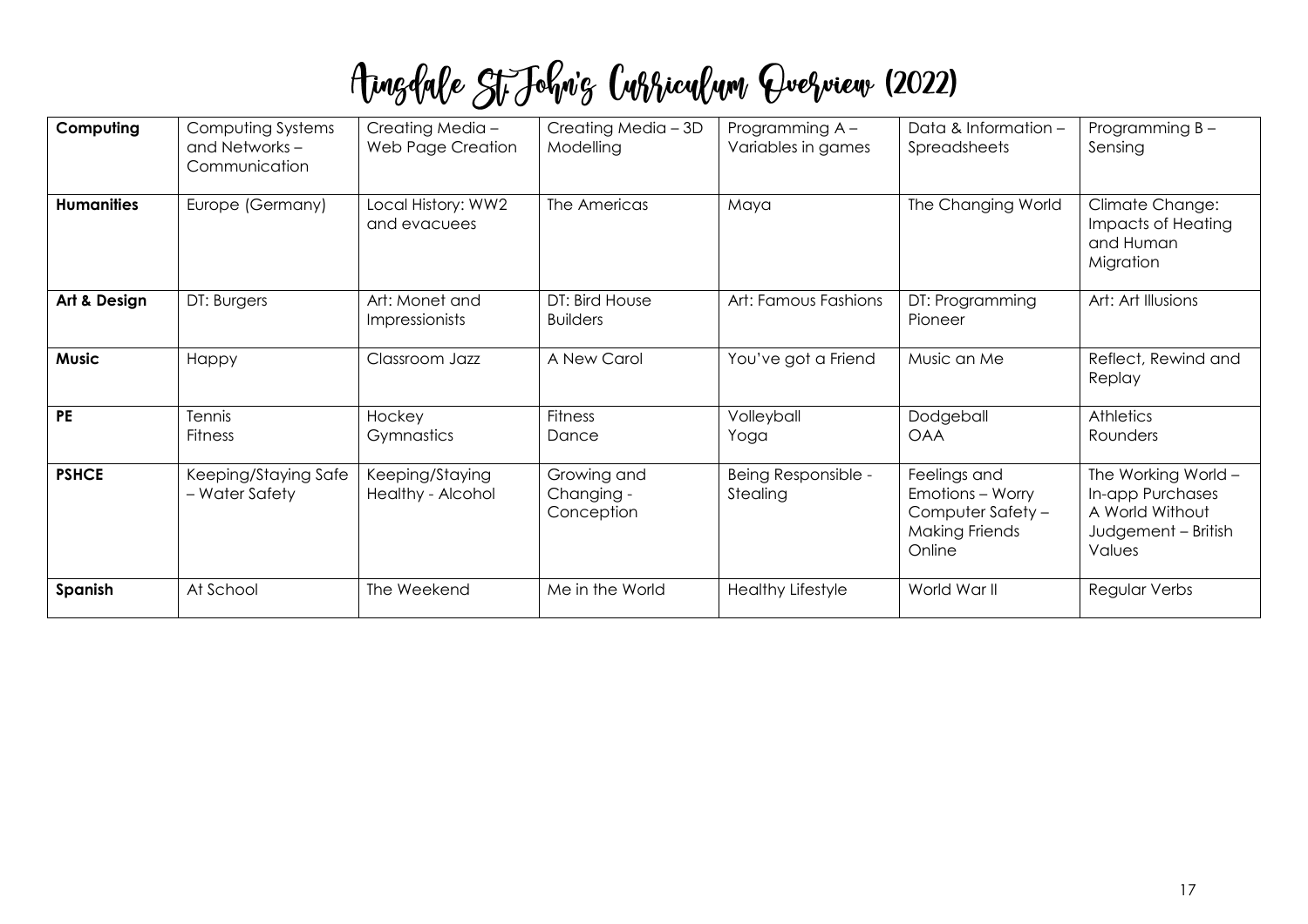# Aingdale St. John's Curriculum Overview (2022)

| | | | | | | |
|---|---|---|---|---|---|---|
| **Computing** | Computing Systems and Networks – Communication | Creating Media – Web Page Creation | Creating Media – 3D Modelling | Programming A – Variables in games | Data & Information – Spreadsheets | Programming B – Sensing |
| **Humanities** | Europe (Germany) | Local History: WW2 and evacuees | The Americas | Maya | The Changing World | Climate Change: Impacts of Heating and Human Migration |
| **Art & Design** | DT: Burgers | Art: Monet and Impressionists | DT: Bird House Builders | Art: Famous Fashions | DT: Programming Pioneer | Art: Art Illusions |
| **Music** | Happy | Classroom Jazz | A New Carol | You've got a Friend | Music an Me | Reflect, Rewind and Replay |
| **PE** | Tennis<br>Fitness | Hockey<br>Gymnastics | Fitness<br>Dance | Volleyball<br>Yoga | Dodgeball<br>OAA | Athletics<br>Rounders |
| **PSHCE** | Keeping/Staying Safe – Water Safety | Keeping/Staying Healthy - Alcohol | Growing and Changing - Conception | Being Responsible - Stealing | Feelings and Emotions – Worry Computer Safety – Making Friends Online | The Working World – In-app Purchases A World Without Judgement – British Values |
| **Spanish** | At School | The Weekend | Me in the World | Healthy Lifestyle | World War II | Regular Verbs |